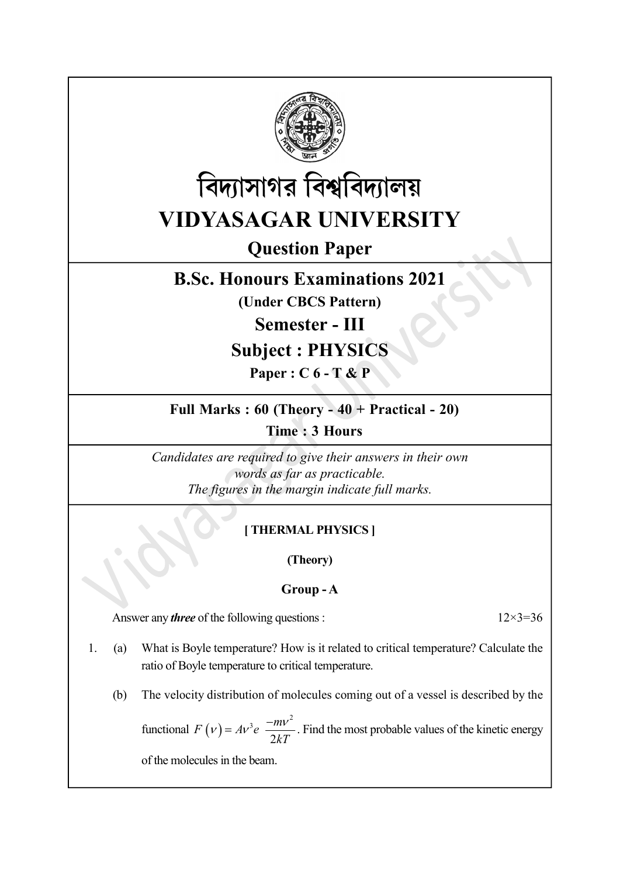# বিদ্যাসাগর বিশ্ববিদ্যালয়

# VIDYASAGAR UNIVERSITY

## Question Paper

## B.Sc. Honours Examinations 2021

**(Under CBCS Pattern)**

## Semester - III

## Subject : PHYSICS

**Paper : C 6 - T & P**

**Full Marks : 60 (Theory - 40 + Practical - 20)**

**Time : 3 Hours**

*Candidates are required to give their answers in their own words as far as practicable.*
*The figures in the margin indicate full marks.*

**[ THERMAL PHYSICS ]**

**(Theory)**

**Group - A**

Answer any ***three*** of the following questions : 12×3=36

1. (a) What is Boyle temperature? How is it related to critical temperature? Calculate the ratio of Boyle temperature to critical temperature.

   (b) The velocity distribution of molecules coming out of a vessel is described by the functional $F(v) = Av^3 e \dfrac{-mv^2}{2kT}$. Find the most probable values of the kinetic energy of the molecules in the beam.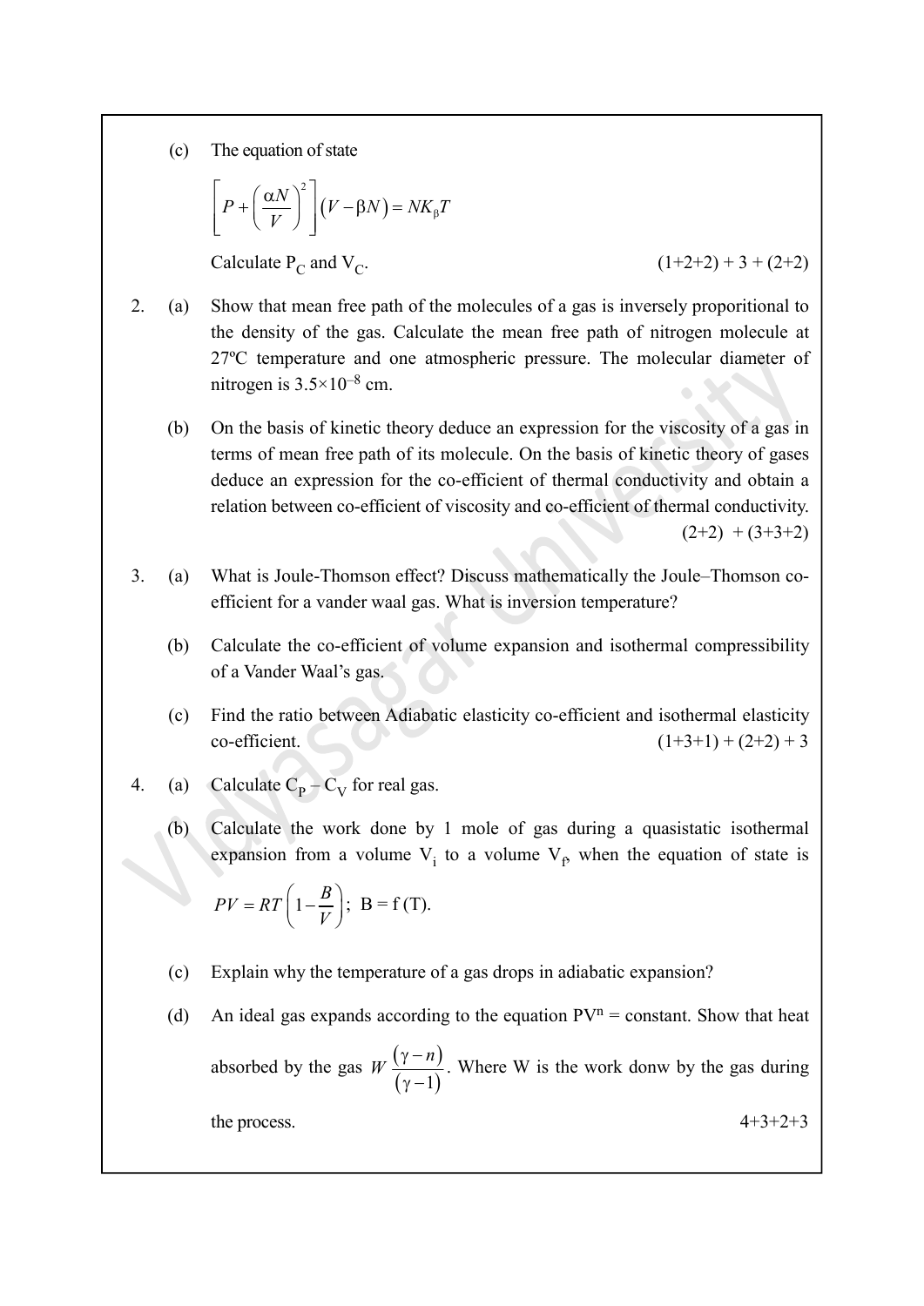(c) The equation of state

$$\left[P+\left(\frac{\alpha N}{V}\right)^{2}\right]\left(V-\beta N\right)=NK_{\beta}T$$

Calculate $P_C$ and $V_C$. (1+2+2) + 3 + (2+2)

2. (a) Show that mean free path of the molecules of a gas is inversely proporitional to the density of the gas. Calculate the mean free path of nitrogen molecule at 27ºC temperature and one atmospheric pressure. The molecular diameter of nitrogen is $3.5\times10^{-8}$ cm.

   (b) On the basis of kinetic theory deduce an expression for the viscosity of a gas in terms of mean free path of its molecule. On the basis of kinetic theory of gases deduce an expression for the co-efficient of thermal conductivity and obtain a relation between co-efficient of viscosity and co-efficient of thermal conductivity. (2+2) + (3+3+2)

3. (a) What is Joule-Thomson effect? Discuss mathematically the Joule–Thomson co-efficient for a vander waal gas. What is inversion temperature?

   (b) Calculate the co-efficient of volume expansion and isothermal compressibility of a Vander Waal's gas.

   (c) Find the ratio between Adiabatic elasticity co-efficient and isothermal elasticity co-efficient. (1+3+1) + (2+2) + 3

4. (a) Calculate $C_P - C_V$ for real gas.

   (b) Calculate the work done by 1 mole of gas during a quasistatic isothermal expansion from a volume $V_i$ to a volume $V_f$, when the equation of state is $PV = RT\left(1-\frac{B}{V}\right)$; B = f (T).

   (c) Explain why the temperature of a gas drops in adiabatic expansion?

   (d) An ideal gas expands according to the equation $PV^n$ = constant. Show that heat absorbed by the gas $W\frac{(\gamma-n)}{(\gamma-1)}$. Where W is the work donw by the gas during the process. 4+3+2+3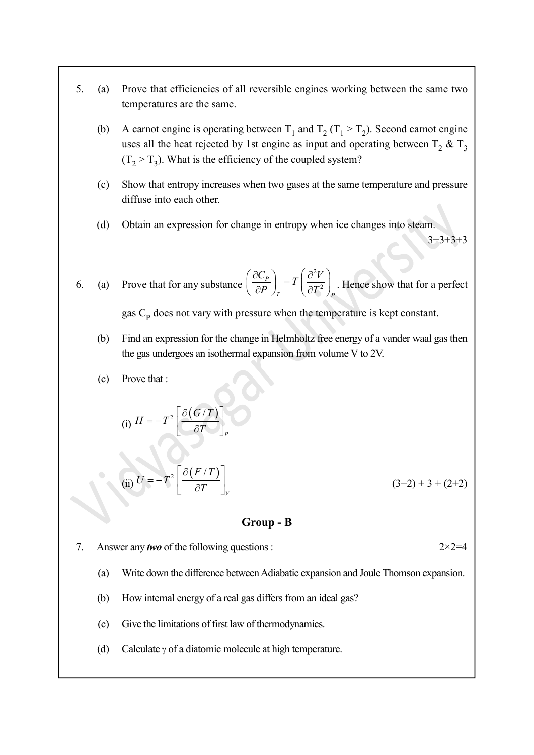5. (a) Prove that efficiencies of all reversible engines working between the same two temperatures are the same.

   (b) A carnot engine is operating between $T_1$ and $T_2$ ($T_1 > T_2$). Second carnot engine uses all the heat rejected by 1st engine as input and operating between $T_2$ & $T_3$ ($T_2 > T_3$). What is the efficiency of the coupled system?

   (c) Show that entropy increases when two gases at the same temperature and pressure diffuse into each other.

   (d) Obtain an expression for change in entropy when ice changes into steam.

3+3+3+3

6. (a) Prove that for any substance $\left(\frac{\partial C_P}{\partial P}\right)_T = T\left(\frac{\partial^2 V}{\partial T^2}\right)_P$. Hence show that for a perfect gas $C_P$ does not vary with pressure when the temperature is kept constant.

   (b) Find an expression for the change in Helmholtz free energy of a vander waal gas then the gas undergoes an isothermal expansion from volume V to 2V.

   (c) Prove that :

   (i) $H = -T^2\left[\frac{\partial(G/T)}{\partial T}\right]_P$

   (ii) $U = -T^2\left[\frac{\partial(F/T)}{\partial T}\right]_V$

(3+2) + 3 + (2+2)

## Group - B

7. Answer any ***two*** of the following questions : 2×2=4

   (a) Write down the difference between Adiabatic expansion and Joule Thomson expansion.

   (b) How internal energy of a real gas differs from an ideal gas?

   (c) Give the limitations of first law of thermodynamics.

   (d) Calculate $\gamma$ of a diatomic molecule at high temperature.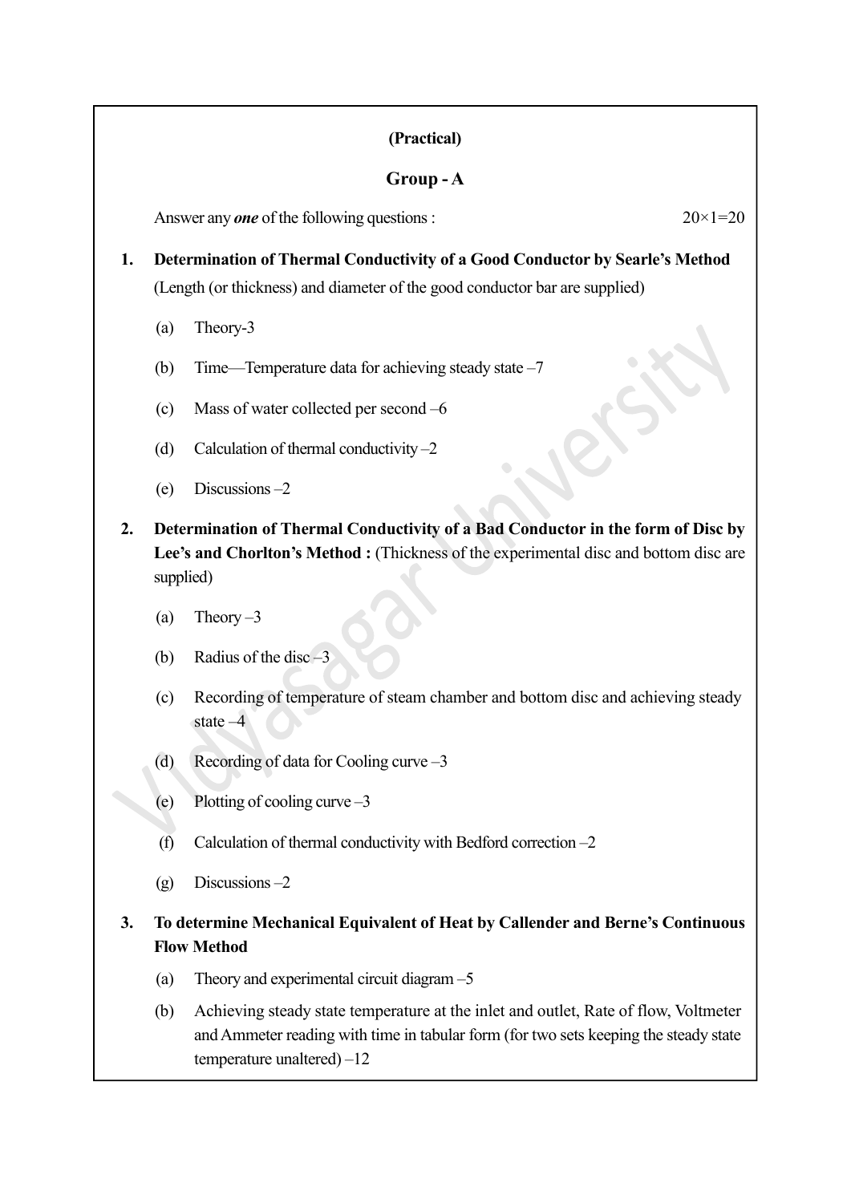**(Practical)**

**Group - A**

Answer any ***one*** of the following questions : 20×1=20

1. **Determination of Thermal Conductivity of a Good Conductor by Searle's Method** (Length (or thickness) and diameter of the good conductor bar are supplied)

   (a) Theory-3

   (b) Time—Temperature data for achieving steady state –7

   (c) Mass of water collected per second –6

   (d) Calculation of thermal conductivity –2

   (e) Discussions –2

2. **Determination of Thermal Conductivity of a Bad Conductor in the form of Disc by Lee's and Chorlton's Method :** (Thickness of the experimental disc and bottom disc are supplied)

   (a) Theory –3

   (b) Radius of the disc –3

   (c) Recording of temperature of steam chamber and bottom disc and achieving steady state –4

   (d) Recording of data for Cooling curve –3

   (e) Plotting of cooling curve –3

   (f) Calculation of thermal conductivity with Bedford correction –2

   (g) Discussions –2

3. **To determine Mechanical Equivalent of Heat by Callender and Berne's Continuous Flow Method**

   (a) Theory and experimental circuit diagram –5

   (b) Achieving steady state temperature at the inlet and outlet, Rate of flow, Voltmeter and Ammeter reading with time in tabular form (for two sets keeping the steady state temperature unaltered) –12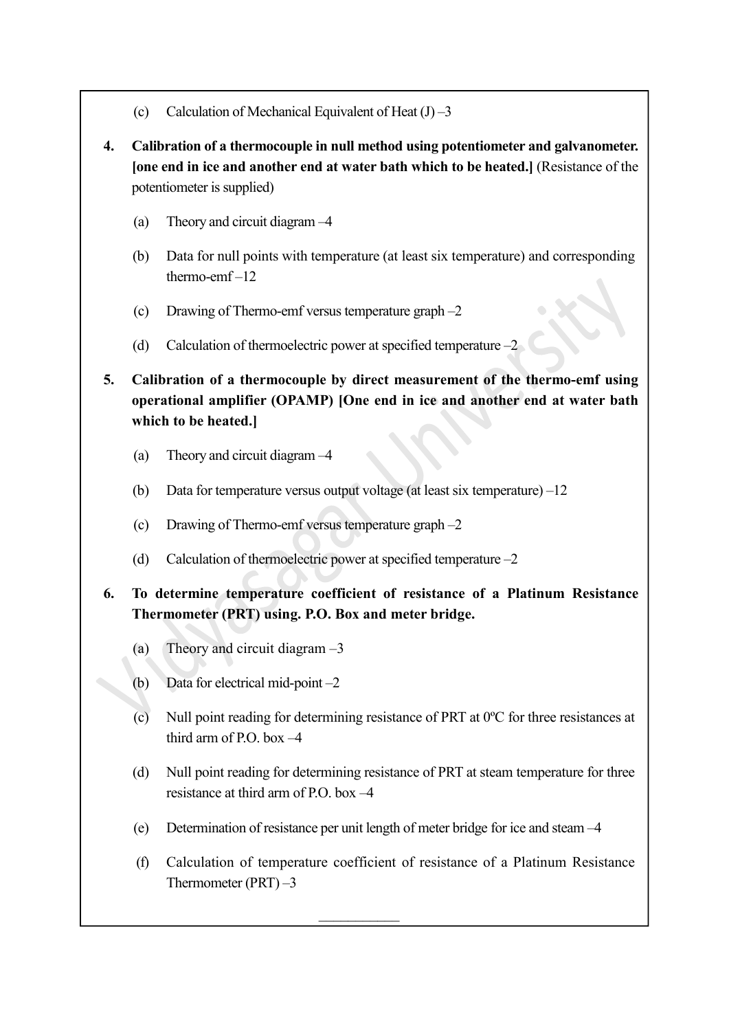(c) Calculation of Mechanical Equivalent of Heat (J) –3

4. **Calibration of a thermocouple in null method using potentiometer and galvanometer. [one end in ice and another end at water bath which to be heated.]** (Resistance of the potentiometer is supplied)

   (a) Theory and circuit diagram –4

   (b) Data for null points with temperature (at least six temperature) and corresponding thermo-emf –12

   (c) Drawing of Thermo-emf versus temperature graph –2

   (d) Calculation of thermoelectric power at specified temperature –2

5. **Calibration of a thermocouple by direct measurement of the thermo-emf using operational amplifier (OPAMP) [One end in ice and another end at water bath which to be heated.]**

   (a) Theory and circuit diagram –4

   (b) Data for temperature versus output voltage (at least six temperature) –12

   (c) Drawing of Thermo-emf versus temperature graph –2

   (d) Calculation of thermoelectric power at specified temperature –2

6. **To determine temperature coefficient of resistance of a Platinum Resistance Thermometer (PRT) using. P.O. Box and meter bridge.**

   (a) Theory and circuit diagram –3

   (b) Data for electrical mid-point –2

   (c) Null point reading for determining resistance of PRT at 0ºC for three resistances at third arm of P.O. box –4

   (d) Null point reading for determining resistance of PRT at steam temperature for three resistance at third arm of P.O. box –4

   (e) Determination of resistance per unit length of meter bridge for ice and steam –4

   (f) Calculation of temperature coefficient of resistance of a Platinum Resistance Thermometer (PRT) –3